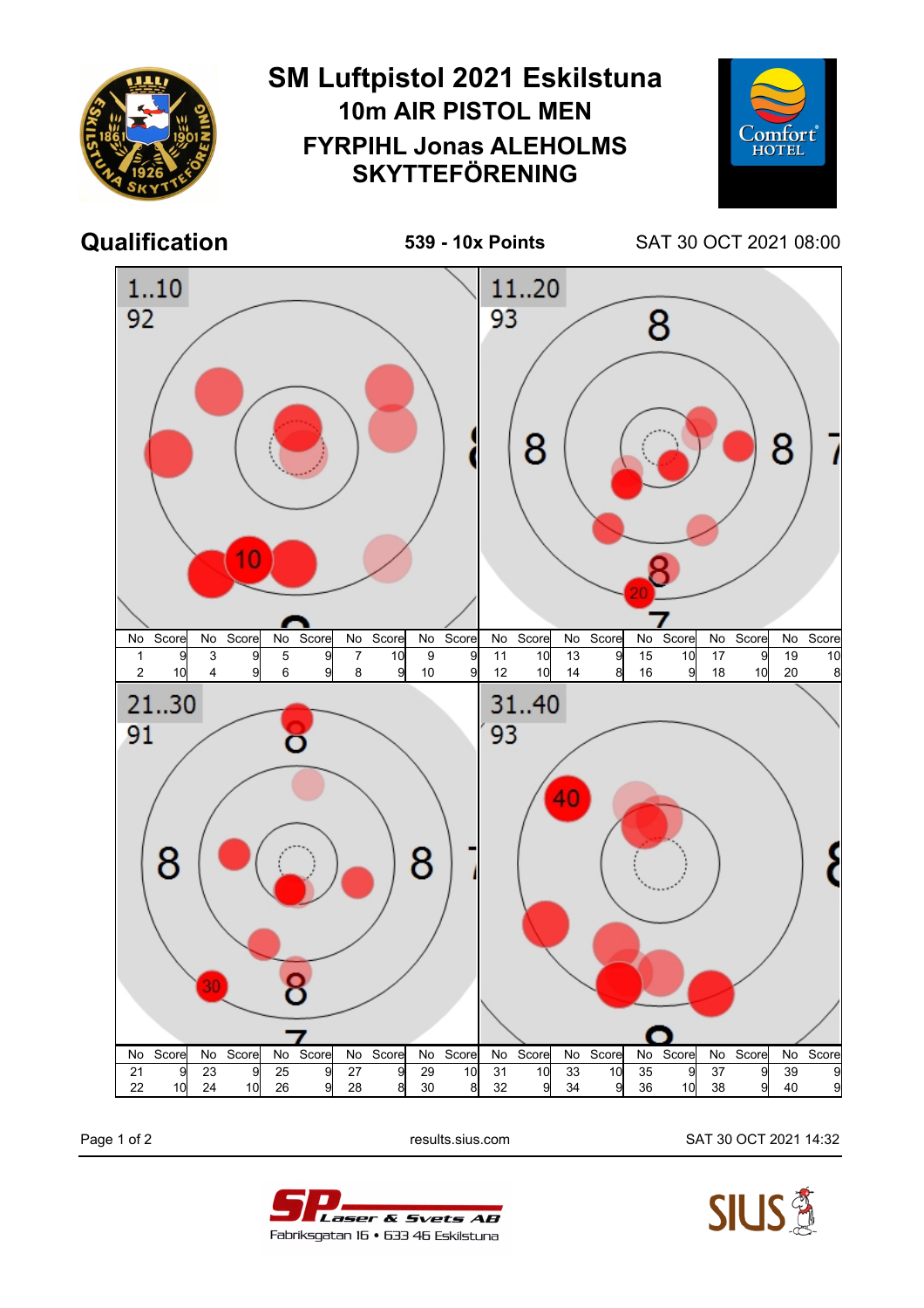# SM Luftpistol 2021 Eskilstuna

## 10m AIR PISTOL MEN

## FYRPIHL Jonas ALEHOLMS SKYTTEFÖRENING

**Qualification** | **539 - 10x Points** | SAT 30 OCT 2021 08:00

### 1..10 — 92

| No | Score | No | Score | No | Score | No | Score | No | Score |
|---|---|---|---|---|---|---|---|---|---|
| 1 | 9 | 3 | 9 | 5 | 9 | 7 | 10 | 9 | 9 |
| 2 | 10 | 4 | 9 | 6 | 9 | 8 | 9 | 10 | 9 |

### 11..20 — 93

| No | Score | No | Score | No | Score | No | Score | No | Score |
|---|---|---|---|---|---|---|---|---|---|
| 11 | 10 | 13 | 9 | 15 | 10 | 17 | 9 | 19 | 10 |
| 12 | 10 | 14 | 8 | 16 | 9 | 18 | 10 | 20 | 8 |

### 21..30 — 91

| No | Score | No | Score | No | Score | No | Score | No | Score |
|---|---|---|---|---|---|---|---|---|---|
| 21 | 9 | 23 | 9 | 25 | 9 | 27 | 9 | 29 | 10 |
| 22 | 10 | 24 | 10 | 26 | 9 | 28 | 8 | 30 | 8 |

### 31..40 — 93

| No | Score | No | Score | No | Score | No | Score | No | Score |
|---|---|---|---|---|---|---|---|---|---|
| 31 | 10 | 33 | 10 | 35 | 9 | 37 | 9 | 39 | 9 |
| 32 | 9 | 34 | 9 | 36 | 10 | 38 | 9 | 40 | 9 |

results.sius.com — SAT 30 OCT 2021 14:32

SP Laser & Svets AB — Fabriksgatan 16 • 633 46 Eskilstuna

SIUS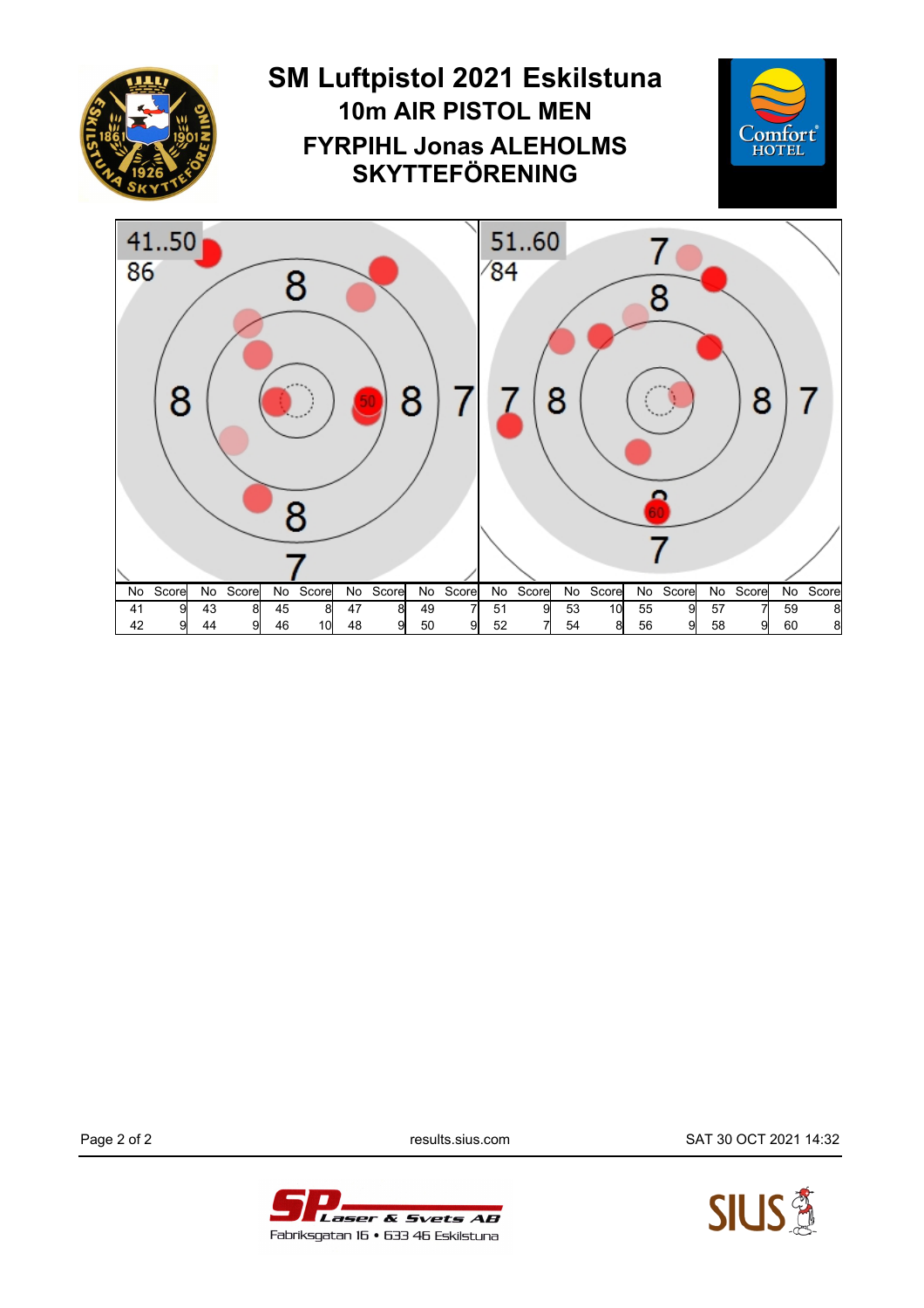# SM Luftpistol 2021 Eskilstuna

## 10m AIR PISTOL MEN

## FYRPIHL Jonas ALEHOLMS SKYTTEFÖRENING

41..50
86

51..60
84

| No | Score | No | Score | No | Score | No | Score | No | Score | No | Score | No | Score | No | Score | No | Score | No | Score |
|---|---|---|---|---|---|---|---|---|---|---|---|---|---|---|---|---|---|---|---|
| 41 | 9 | 43 | 8 | 45 | 8 | 47 | 8 | 49 | 7 | 51 | 9 | 53 | 10 | 55 | 9 | 57 | 7 | 59 | 8 |
| 42 | 9 | 44 | 9 | 46 | 10 | 48 | 9 | 50 | 9 | 52 | 7 | 54 | 8 | 56 | 9 | 58 | 9 | 60 | 8 |

results.sius.com

SAT 30 OCT 2021 14:32

SP Laser & Svets AB
Fabriksgatan 16 • 633 46 Eskilstuna